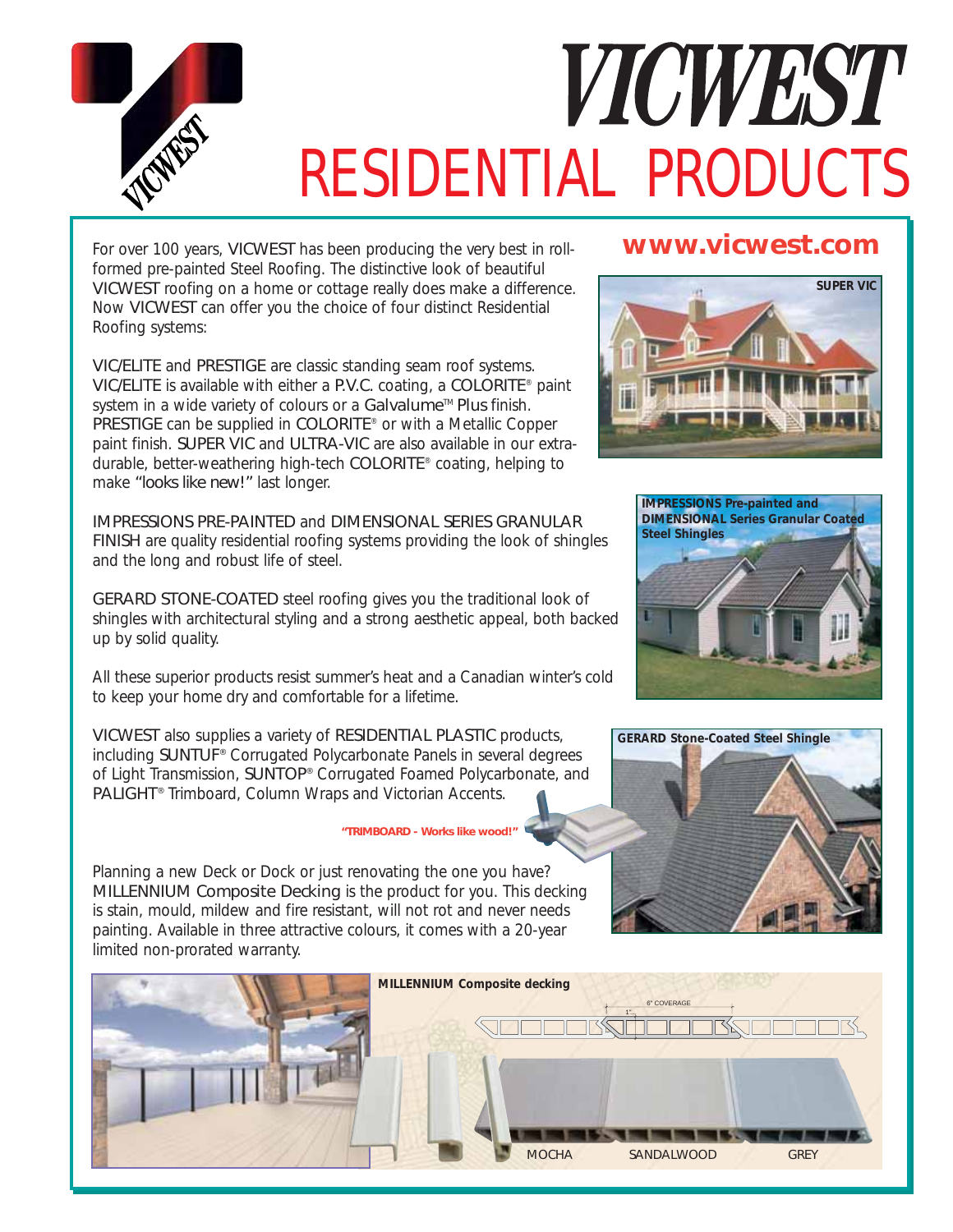# VICWEST

# RESIDENTIAL PRODUCTS

**www.vicwest.com**

For over 100 years, VICWEST has been producing the very best in roll-formed pre-painted Steel Roofing. The distinctive look of beautiful VICWEST roofing on a home or cottage really does make a difference. Now VICWEST can offer you the choice of four distinct Residential Roofing systems:

VIC/ELITE and PRESTIGE are classic standing seam roof systems. VIC/ELITE is available with either a P.V.C. coating, a COLORITE® paint system in a wide variety of colours or a Galvalume™ Plus finish. PRESTIGE can be supplied in COLORITE® or with a Metallic Copper paint finish. SUPER VIC and ULTRA-VIC are also available in our extra-durable, better-weathering high-tech COLORITE® coating, helping to make "looks like new!" last longer.

IMPRESSIONS PRE-PAINTED and DIMENSIONAL SERIES GRANULAR FINISH are quality residential roofing systems providing the look of shingles and the long and robust life of steel.

GERARD STONE-COATED steel roofing gives you the traditional look of shingles with architectural styling and a strong aesthetic appeal, both backed up by solid quality.

All these superior products resist summer's heat and a Canadian winter's cold to keep your home dry and comfortable for a lifetime.

VICWEST also supplies a variety of RESIDENTIAL PLASTIC products, including SUNTUF® Corrugated Polycarbonate Panels in several degrees of Light Transmission, SUNTOP® Corrugated Foamed Polycarbonate, and PALIGHT® Trimboard, Column Wraps and Victorian Accents.

**"TRIMBOARD - Works like wood!"**

Planning a new Deck or Dock or just renovating the one you have? MILLENNIUM Composite Decking is the product for you. This decking is stain, mould, mildew and fire resistant, will not rot and never needs painting. Available in three attractive colours, it comes with a 20-year limited non-prorated warranty.

**SUPER VIC**

**IMPRESSIONS Pre-painted and DIMENSIONAL Series Granular Coated Steel Shingles**

**GERARD Stone-Coated Steel Shingle**

**MILLENNIUM Composite decking**

6" COVERAGE

1"

MOCHA SANDALWOOD GREY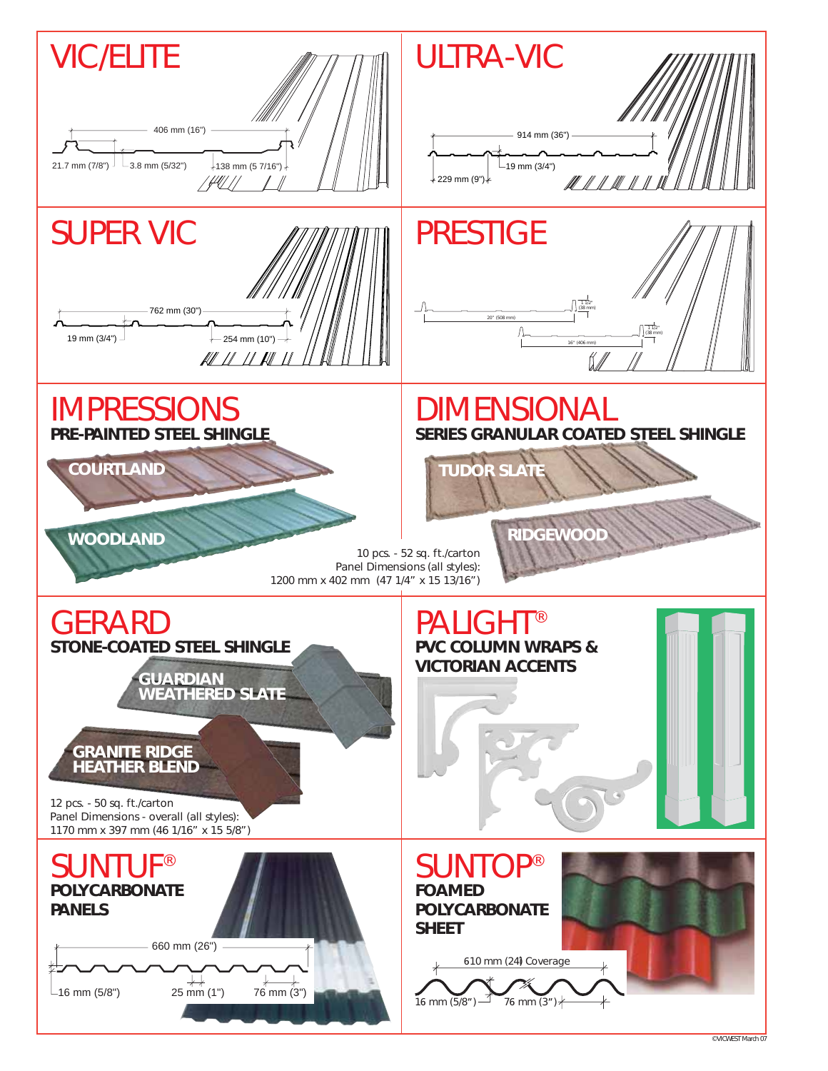## VIC/ELITE

406 mm (16")

21.7 mm (7/8")

3.8 mm (5/32")

138 mm (5 7/16")

## ULTRA-VIC

914 mm (36")

19 mm (3/4")

229 mm (9")

## SUPER VIC

762 mm (30")

19 mm (3/4")

254 mm (10")

## PRESTIGE

20" (508 mm)

1 1/2" (38 mm)

16" (406 mm)

1 1/2" (38 mm)

## IMPRESSIONS

**PRE-PAINTED STEEL SHINGLE**

**COURTLAND**

**WOODLAND**

## DIMENSIONAL

**SERIES GRANULAR COATED STEEL SHINGLE**

**TUDOR SLATE**

**RIDGEWOOD**

10 pcs. - 52 sq. ft./carton
Panel Dimensions (all styles):
1200 mm x 402 mm (47 1/4" x 15 13/16")

## GERARD

**STONE-COATED STEEL SHINGLE**

**GUARDIAN WEATHERED SLATE**

**GRANITE RIDGE HEATHER BLEND**

12 pcs. - 50 sq. ft./carton
Panel Dimensions - overall (all styles):
1170 mm x 397 mm (46 1/16" x 15 5/8")

## PALIGHT®

**PVC COLUMN WRAPS & VICTORIAN ACCENTS**

## SUNTUF®

**POLYCARBONATE PANELS**

660 mm (26")

16 mm (5/8")

25 mm (1")

76 mm (3")

## SUNTOP®

**FOAMED POLYCARBONATE SHEET**

610 mm (24") Coverage

16 mm (5/8")

76 mm (3")

©VICWEST March 07